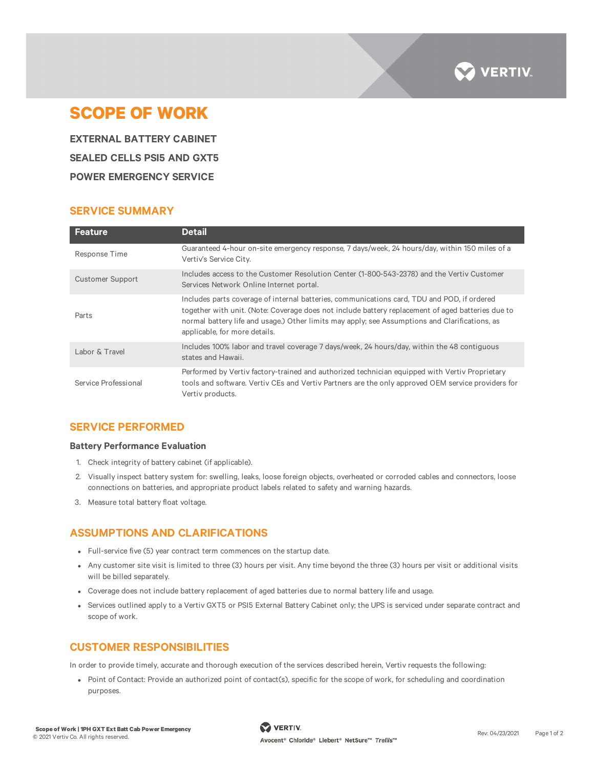# SCOPE OF WORK

## EXTERNAL BATTERY CABINET
## SEALED CELLS PSI5 AND GXT5
## POWER EMERGENCY SERVICE

## SERVICE SUMMARY

| Feature | Detail |
|---|---|
| Response Time | Guaranteed 4-hour on-site emergency response, 7 days/week, 24 hours/day, within 150 miles of a Vertiv's Service City. |
| Customer Support | Includes access to the Customer Resolution Center (1-800-543-2378) and the Vertiv Customer Services Network Online Internet portal. |
| Parts | Includes parts coverage of internal batteries, communications card, TDU and POD, if ordered together with unit. (Note: Coverage does not include battery replacement of aged batteries due to normal battery life and usage.) Other limits may apply; see Assumptions and Clarifications, as applicable, for more details. |
| Labor & Travel | Includes 100% labor and travel coverage 7 days/week, 24 hours/day, within the 48 contiguous states and Hawaii. |
| Service Professional | Performed by Vertiv factory-trained and authorized technician equipped with Vertiv Proprietary tools and software. Vertiv CEs and Vertiv Partners are the only approved OEM service providers for Vertiv products. |

## SERVICE PERFORMED

### Battery Performance Evaluation

1. Check integrity of battery cabinet (if applicable).
2. Visually inspect battery system for: swelling, leaks, loose foreign objects, overheated or corroded cables and connectors, loose connections on batteries, and appropriate product labels related to safety and warning hazards.
3. Measure total battery float voltage.

## ASSUMPTIONS AND CLARIFICATIONS

- Full-service five (5) year contract term commences on the startup date.
- Any customer site visit is limited to three (3) hours per visit. Any time beyond the three (3) hours per visit or additional visits will be billed separately.
- Coverage does not include battery replacement of aged batteries due to normal battery life and usage.
- Services outlined apply to a Vertiv GXT5 or PSI5 External Battery Cabinet only; the UPS is serviced under separate contract and scope of work.

## CUSTOMER RESPONSIBILITIES

In order to provide timely, accurate and thorough execution of the services described herein, Vertiv requests the following:

- Point of Contact: Provide an authorized point of contact(s), specific for the scope of work, for scheduling and coordination purposes.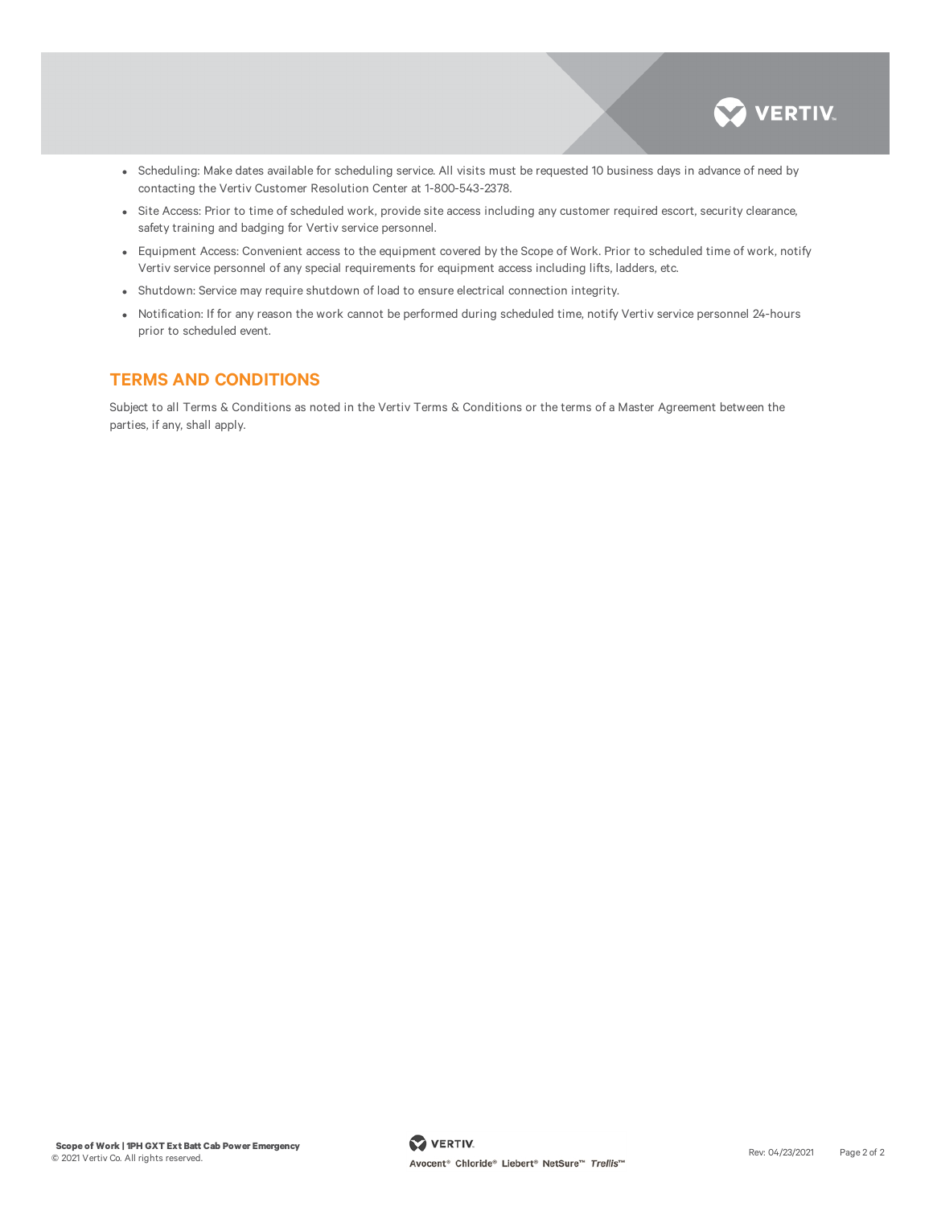- Scheduling: Make dates available for scheduling service. All visits must be requested 10 business days in advance of need by contacting the Vertiv Customer Resolution Center at 1-800-543-2378.
- Site Access: Prior to time of scheduled work, provide site access including any customer required escort, security clearance, safety training and badging for Vertiv service personnel.
- Equipment Access: Convenient access to the equipment covered by the Scope of Work. Prior to scheduled time of work, notify Vertiv service personnel of any special requirements for equipment access including lifts, ladders, etc.
- Shutdown: Service may require shutdown of load to ensure electrical connection integrity.
- Notification: If for any reason the work cannot be performed during scheduled time, notify Vertiv service personnel 24-hours prior to scheduled event.

## TERMS AND CONDITIONS

Subject to all Terms & Conditions as noted in the Vertiv Terms & Conditions or the terms of a Master Agreement between the parties, if any, shall apply.